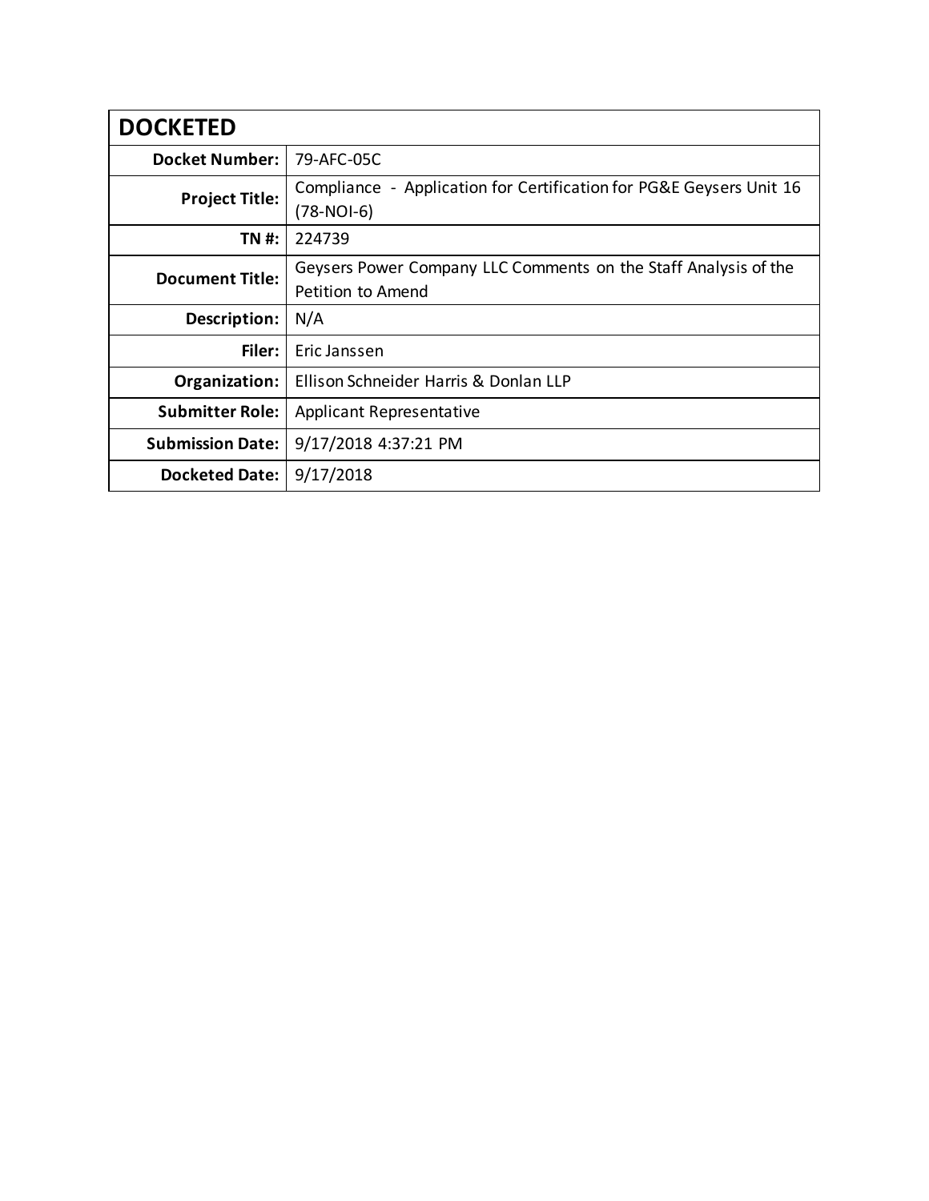| DOCKETED | |
|---|---|
| **Docket Number:** | 79-AFC-05C |
| **Project Title:** | Compliance - Application for Certification for PG&E Geysers Unit 16 (78-NOI-6) |
| **TN #:** | 224739 |
| **Document Title:** | Geysers Power Company LLC Comments on the Staff Analysis of the Petition to Amend |
| **Description:** | N/A |
| **Filer:** | Eric Janssen |
| **Organization:** | Ellison Schneider Harris & Donlan LLP |
| **Submitter Role:** | Applicant Representative |
| **Submission Date:** | 9/17/2018 4:37:21 PM |
| **Docketed Date:** | 9/17/2018 |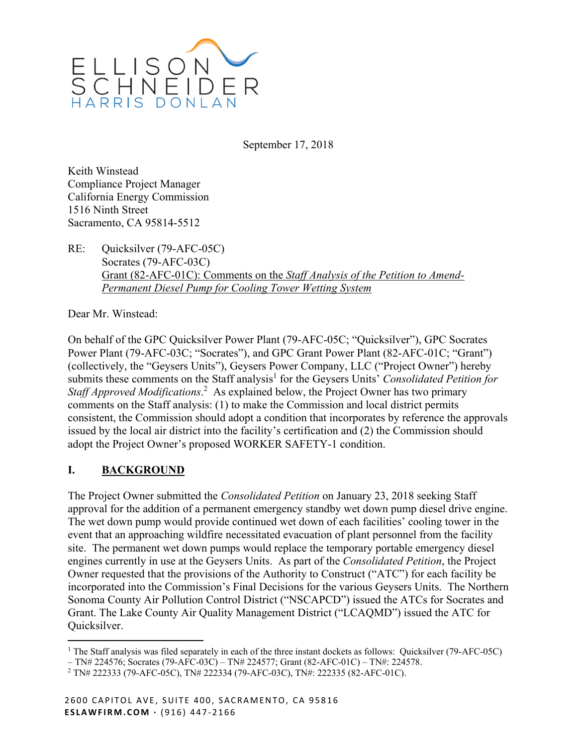September 17, 2018

Keith Winstead
Compliance Project Manager
California Energy Commission
1516 Ninth Street
Sacramento, CA 95814-5512

RE: Quicksilver (79-AFC-05C)
Socrates (79-AFC-03C)
Grant (82-AFC-01C): Comments on the *Staff Analysis of the Petition to Amend-Permanent Diesel Pump for Cooling Tower Wetting System*

Dear Mr. Winstead:

On behalf of the GPC Quicksilver Power Plant (79-AFC-05C; "Quicksilver"), GPC Socrates Power Plant (79-AFC-03C; "Socrates"), and GPC Grant Power Plant (82-AFC-01C; "Grant") (collectively, the "Geysers Units"), Geysers Power Company, LLC ("Project Owner") hereby submits these comments on the Staff analysis[1] for the Geysers Units' *Consolidated Petition for Staff Approved Modifications*.[2] As explained below, the Project Owner has two primary comments on the Staff analysis: (1) to make the Commission and local district permits consistent, the Commission should adopt a condition that incorporates by reference the approvals issued by the local air district into the facility's certification and (2) the Commission should adopt the Project Owner's proposed WORKER SAFETY-1 condition.

## I. BACKGROUND

The Project Owner submitted the *Consolidated Petition* on January 23, 2018 seeking Staff approval for the addition of a permanent emergency standby wet down pump diesel drive engine. The wet down pump would provide continued wet down of each facilities' cooling tower in the event that an approaching wildfire necessitated evacuation of plant personnel from the facility site. The permanent wet down pumps would replace the temporary portable emergency diesel engines currently in use at the Geysers Units. As part of the *Consolidated Petition*, the Project Owner requested that the provisions of the Authority to Construct ("ATC") for each facility be incorporated into the Commission's Final Decisions for the various Geysers Units. The Northern Sonoma County Air Pollution Control District ("NSCAPCD") issued the ATCs for Socrates and Grant. The Lake County Air Quality Management District ("LCAQMD") issued the ATC for Quicksilver.

---

[1] The Staff analysis was filed separately in each of the three instant dockets as follows: Quicksilver (79-AFC-05C) – TN# 224576; Socrates (79-AFC-03C) – TN# 224577; Grant (82-AFC-01C) – TN#: 224578.

[2] TN# 222333 (79-AFC-05C), TN# 222334 (79-AFC-03C), TN#: 222335 (82-AFC-01C).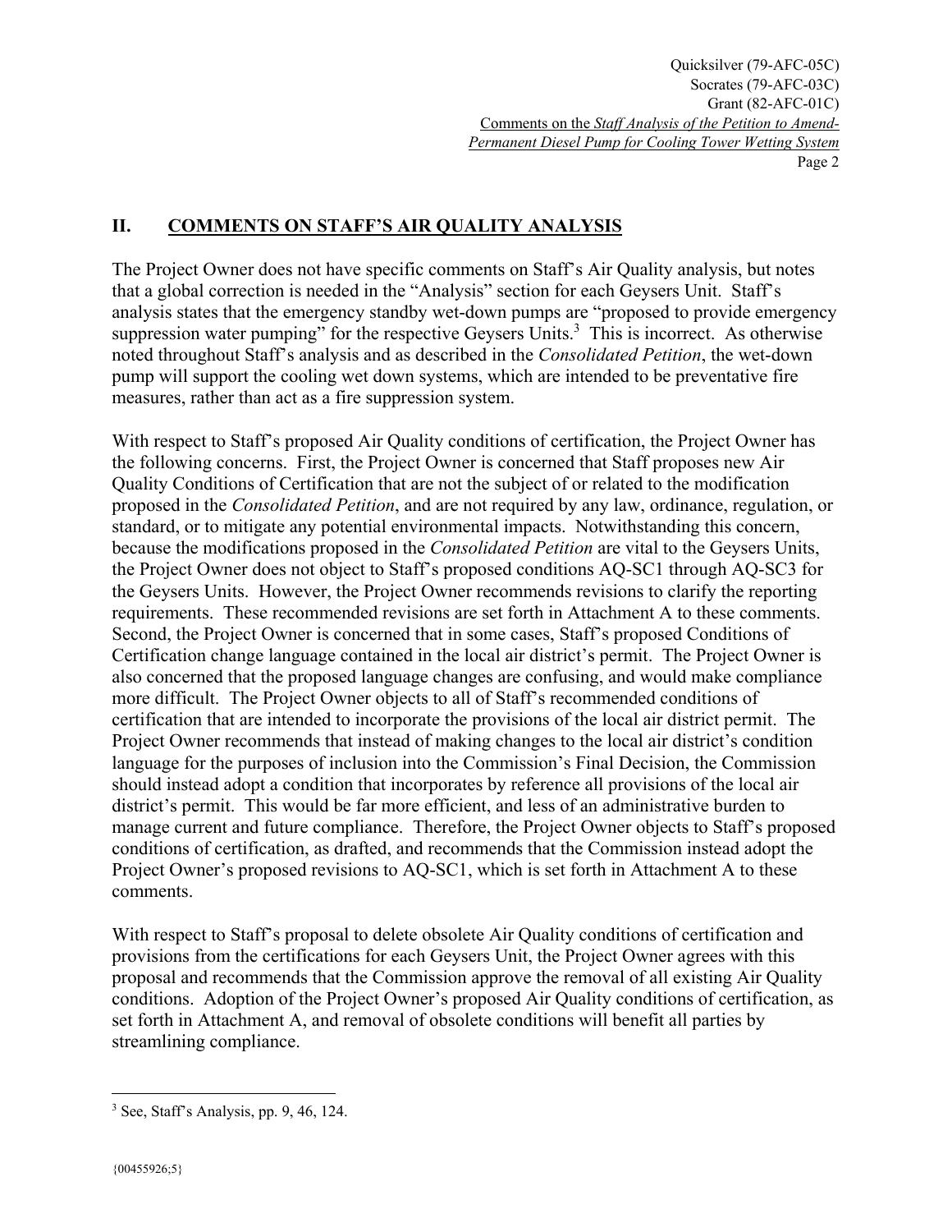## II. COMMENTS ON STAFF'S AIR QUALITY ANALYSIS

The Project Owner does not have specific comments on Staff's Air Quality analysis, but notes that a global correction is needed in the "Analysis" section for each Geysers Unit. Staff's analysis states that the emergency standby wet-down pumps are "proposed to provide emergency suppression water pumping" for the respective Geysers Units.[3] This is incorrect. As otherwise noted throughout Staff's analysis and as described in the *Consolidated Petition*, the wet-down pump will support the cooling wet down systems, which are intended to be preventative fire measures, rather than act as a fire suppression system.

With respect to Staff's proposed Air Quality conditions of certification, the Project Owner has the following concerns. First, the Project Owner is concerned that Staff proposes new Air Quality Conditions of Certification that are not the subject of or related to the modification proposed in the *Consolidated Petition*, and are not required by any law, ordinance, regulation, or standard, or to mitigate any potential environmental impacts. Notwithstanding this concern, because the modifications proposed in the *Consolidated Petition* are vital to the Geysers Units, the Project Owner does not object to Staff's proposed conditions AQ-SC1 through AQ-SC3 for the Geysers Units. However, the Project Owner recommends revisions to clarify the reporting requirements. These recommended revisions are set forth in Attachment A to these comments. Second, the Project Owner is concerned that in some cases, Staff's proposed Conditions of Certification change language contained in the local air district's permit. The Project Owner is also concerned that the proposed language changes are confusing, and would make compliance more difficult. The Project Owner objects to all of Staff's recommended conditions of certification that are intended to incorporate the provisions of the local air district permit. The Project Owner recommends that instead of making changes to the local air district's condition language for the purposes of inclusion into the Commission's Final Decision, the Commission should instead adopt a condition that incorporates by reference all provisions of the local air district's permit. This would be far more efficient, and less of an administrative burden to manage current and future compliance. Therefore, the Project Owner objects to Staff's proposed conditions of certification, as drafted, and recommends that the Commission instead adopt the Project Owner's proposed revisions to AQ-SC1, which is set forth in Attachment A to these comments.

With respect to Staff's proposal to delete obsolete Air Quality conditions of certification and provisions from the certifications for each Geysers Unit, the Project Owner agrees with this proposal and recommends that the Commission approve the removal of all existing Air Quality conditions. Adoption of the Project Owner's proposed Air Quality conditions of certification, as set forth in Attachment A, and removal of obsolete conditions will benefit all parties by streamlining compliance.

---

[3] See, Staff's Analysis, pp. 9, 46, 124.

{00455926;5}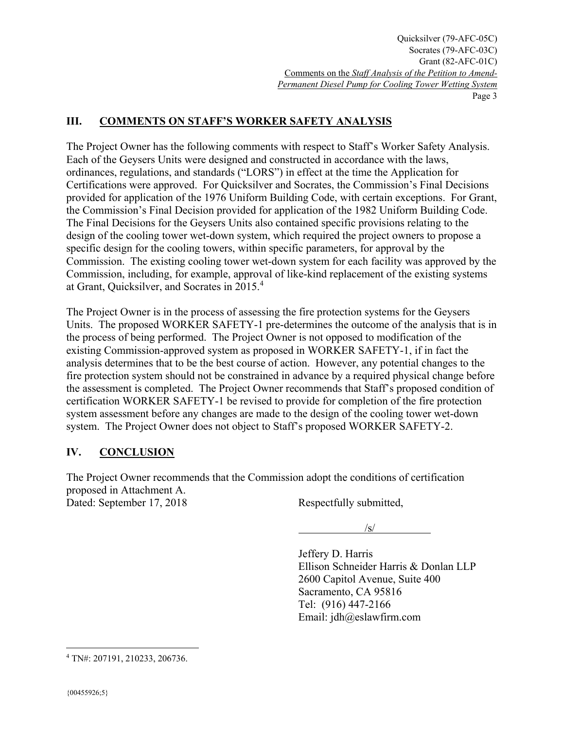## III. COMMENTS ON STAFF'S WORKER SAFETY ANALYSIS

The Project Owner has the following comments with respect to Staff's Worker Safety Analysis. Each of the Geysers Units were designed and constructed in accordance with the laws, ordinances, regulations, and standards ("LORS") in effect at the time the Application for Certifications were approved. For Quicksilver and Socrates, the Commission's Final Decisions provided for application of the 1976 Uniform Building Code, with certain exceptions. For Grant, the Commission's Final Decision provided for application of the 1982 Uniform Building Code. The Final Decisions for the Geysers Units also contained specific provisions relating to the design of the cooling tower wet-down system, which required the project owners to propose a specific design for the cooling towers, within specific parameters, for approval by the Commission. The existing cooling tower wet-down system for each facility was approved by the Commission, including, for example, approval of like-kind replacement of the existing systems at Grant, Quicksilver, and Socrates in 2015.[4]

The Project Owner is in the process of assessing the fire protection systems for the Geysers Units. The proposed WORKER SAFETY-1 pre-determines the outcome of the analysis that is in the process of being performed. The Project Owner is not opposed to modification of the existing Commission-approved system as proposed in WORKER SAFETY-1, if in fact the analysis determines that to be the best course of action. However, any potential changes to the fire protection system should not be constrained in advance by a required physical change before the assessment is completed. The Project Owner recommends that Staff's proposed condition of certification WORKER SAFETY-1 be revised to provide for completion of the fire protection system assessment before any changes are made to the design of the cooling tower wet-down system. The Project Owner does not object to Staff's proposed WORKER SAFETY-2.

## IV. CONCLUSION

The Project Owner recommends that the Commission adopt the conditions of certification proposed in Attachment A.

Dated: September 17, 2018

Respectfully submitted,

/s/

Jeffery D. Harris
Ellison Schneider Harris & Donlan LLP
2600 Capitol Avenue, Suite 400
Sacramento, CA 95816
Tel: (916) 447-2166
Email: jdh@eslawfirm.com

---

[4] TN#: 207191, 210233, 206736.

{00455926;5}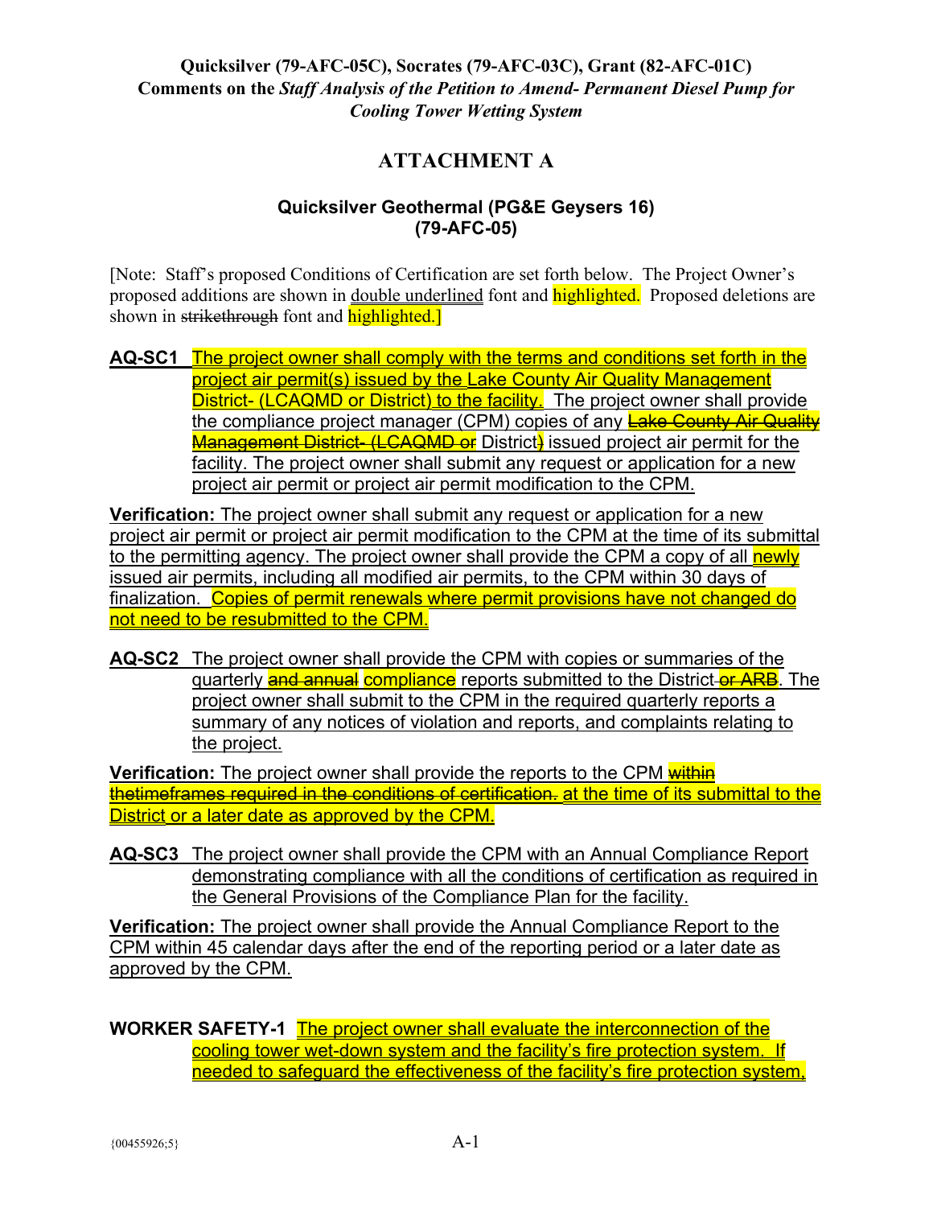**Quicksilver (79-AFC-05C), Socrates (79-AFC-03C), Grant (82-AFC-01C)**
**Comments on the *Staff Analysis of the Petition to Amend- Permanent Diesel Pump for Cooling Tower Wetting System***

# ATTACHMENT A

## Quicksilver Geothermal (PG&E Geysers 16)
## (79-AFC-05)

[Note: Staff's proposed Conditions of Certification are set forth below. The Project Owner's proposed additions are shown in double underlined font and highlighted. Proposed deletions are shown in ~~strikethrough~~ font and highlighted.]

**AQ-SC1** The project owner shall comply with the terms and conditions set forth in the project air permit(s) issued by the Lake County Air Quality Management District- (LCAQMD or District) to the facility. The project owner shall provide the compliance project manager (CPM) copies of any ~~Lake County Air Quality Management District- (LCAQMD or~~ District~~)~~ issued project air permit for the facility. The project owner shall submit any request or application for a new project air permit or project air permit modification to the CPM.

**Verification:** The project owner shall submit any request or application for a new project air permit or project air permit modification to the CPM at the time of its submittal to the permitting agency. The project owner shall provide the CPM a copy of all newly issued air permits, including all modified air permits, to the CPM within 30 days of finalization. Copies of permit renewals where permit provisions have not changed do not need to be resubmitted to the CPM.

**AQ-SC2** The project owner shall provide the CPM with copies or summaries of the quarterly ~~and annual~~ compliance reports submitted to the District ~~or ARB~~. The project owner shall submit to the CPM in the required quarterly reports a summary of any notices of violation and reports, and complaints relating to the project.

**Verification:** The project owner shall provide the reports to the CPM ~~within thetimeframes required in the conditions of certification.~~ at the time of its submittal to the District or a later date as approved by the CPM.

**AQ-SC3** The project owner shall provide the CPM with an Annual Compliance Report demonstrating compliance with all the conditions of certification as required in the General Provisions of the Compliance Plan for the facility.

**Verification:** The project owner shall provide the Annual Compliance Report to the CPM within 45 calendar days after the end of the reporting period or a later date as approved by the CPM.

**WORKER SAFETY-1** The project owner shall evaluate the interconnection of the cooling tower wet-down system and the facility's fire protection system. If needed to safeguard the effectiveness of the facility's fire protection system,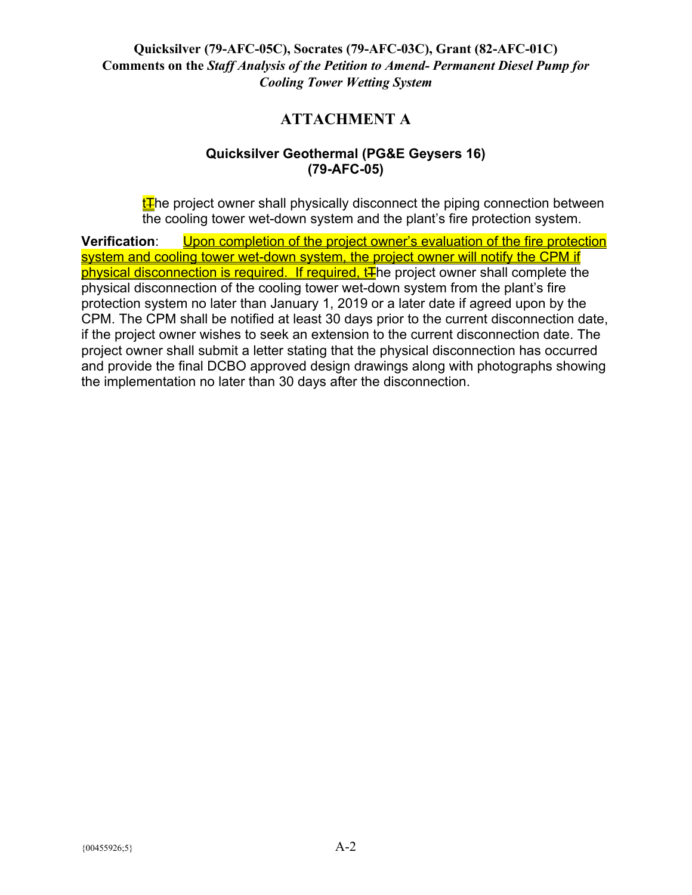# Quicksilver (79-AFC-05C), Socrates (79-AFC-03C), Grant (82-AFC-01C) Comments on the *Staff Analysis of the Petition to Amend- Permanent Diesel Pump for Cooling Tower Wetting System*

## ATTACHMENT A

### Quicksilver Geothermal (PG&E Geysers 16) (79-AFC-05)

<u>t</u>~~T~~he project owner shall physically disconnect the piping connection between the cooling tower wet-down system and the plant's fire protection system.

**Verification**: <u>Upon completion of the project owner's evaluation of the fire protection system and cooling tower wet-down system, the project owner will notify the CPM if physical disconnection is required. If required, t</u>~~T~~he project owner shall complete the physical disconnection of the cooling tower wet-down system from the plant's fire protection system no later than January 1, 2019 or a later date if agreed upon by the CPM. The CPM shall be notified at least 30 days prior to the current disconnection date, if the project owner wishes to seek an extension to the current disconnection date. The project owner shall submit a letter stating that the physical disconnection has occurred and provide the final DCBO approved design drawings along with photographs showing the implementation no later than 30 days after the disconnection.

{00455926;5}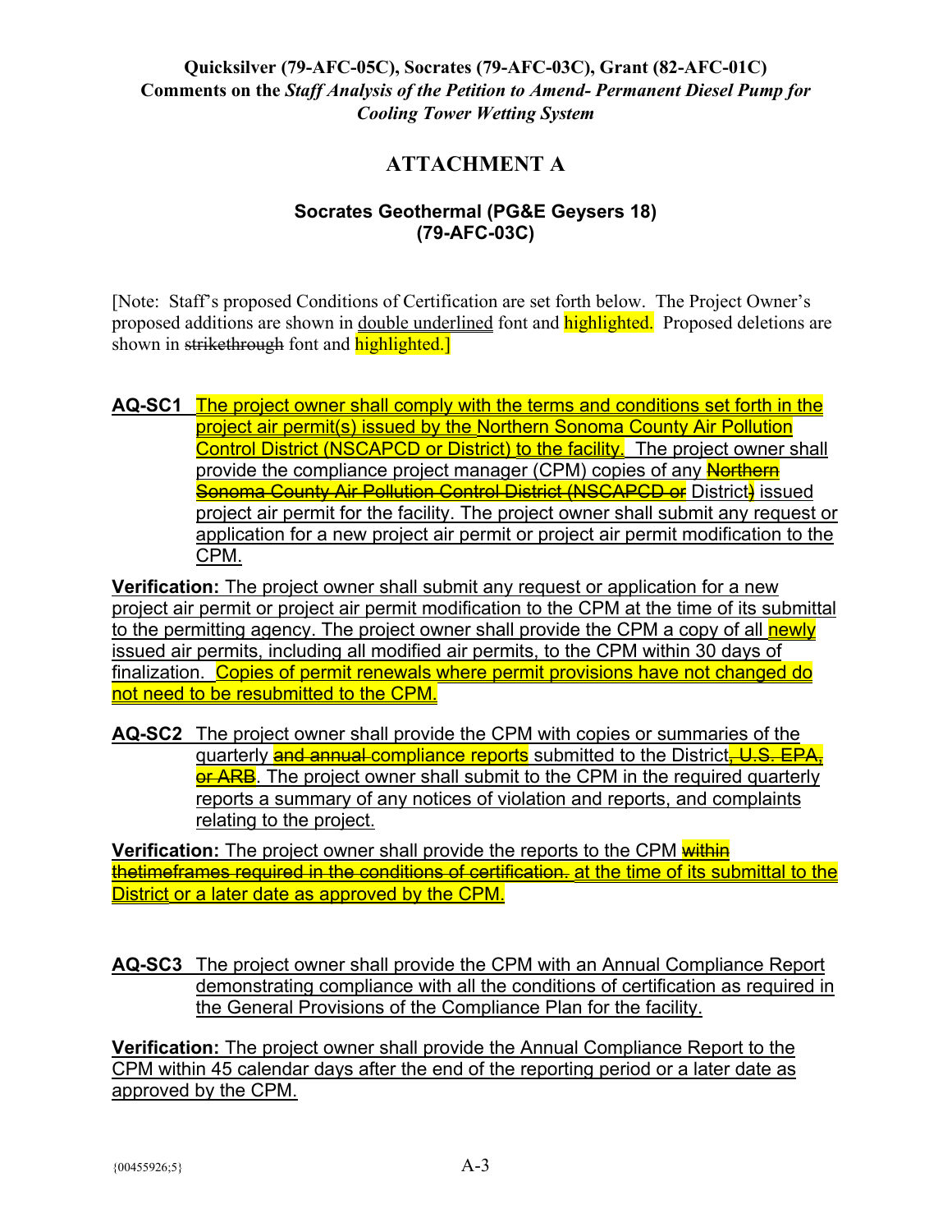**Quicksilver (79-AFC-05C), Socrates (79-AFC-03C), Grant (82-AFC-01C)**
**Comments on the *Staff Analysis of the Petition to Amend- Permanent Diesel Pump for Cooling Tower Wetting System***

# ATTACHMENT A

## Socrates Geothermal (PG&E Geysers 18)
## (79-AFC-03C)

[Note: Staff's proposed Conditions of Certification are set forth below. The Project Owner's proposed additions are shown in <u>double underlined</u> font and highlighted. Proposed deletions are shown in ~~strikethrough~~ font and highlighted.]

**AQ-SC1** <u>The project owner shall comply with the terms and conditions set forth in the project air permit(s) issued by the Northern Sonoma County Air Pollution Control District (NSCAPCD or District) to the facility.</u> <u>The project owner shall provide the compliance project manager (CPM) copies of any</u> ~~Northern Sonoma County Air Pollution Control District (NSCAPCD or~~ <u>District</u>~~)~~ <u>issued project air permit for the facility. The project owner shall submit any request or application for a new project air permit or project air permit modification to the CPM.</u>

**Verification:** <u>The project owner shall submit any request or application for a new project air permit or project air permit modification to the CPM at the time of its submittal to the permitting agency. The project owner shall provide the CPM a copy of all newly issued air permits, including all modified air permits, to the CPM within 30 days of finalization. Copies of permit renewals where permit provisions have not changed do not need to be resubmitted to the CPM.</u>

**AQ-SC2** <u>The project owner shall provide the CPM with copies or summaries of the quarterly</u> ~~and annual~~ <u>compliance reports submitted to the District</u>~~, U.S. EPA, or ARB~~<u>. The project owner shall submit to the CPM in the required quarterly reports a summary of any notices of violation and reports, and complaints relating to the project.</u>

**Verification:** <u>The project owner shall provide the reports to the CPM</u> ~~within thetimeframes required in the conditions of certification.~~ <u>at the time of its submittal to the District or a later date as approved by the CPM.</u>

**AQ-SC3** <u>The project owner shall provide the CPM with an Annual Compliance Report demonstrating compliance with all the conditions of certification as required in the General Provisions of the Compliance Plan for the facility.</u>

**Verification:** <u>The project owner shall provide the Annual Compliance Report to the CPM within 45 calendar days after the end of the reporting period or a later date as approved by the CPM.</u>

{00455926;5}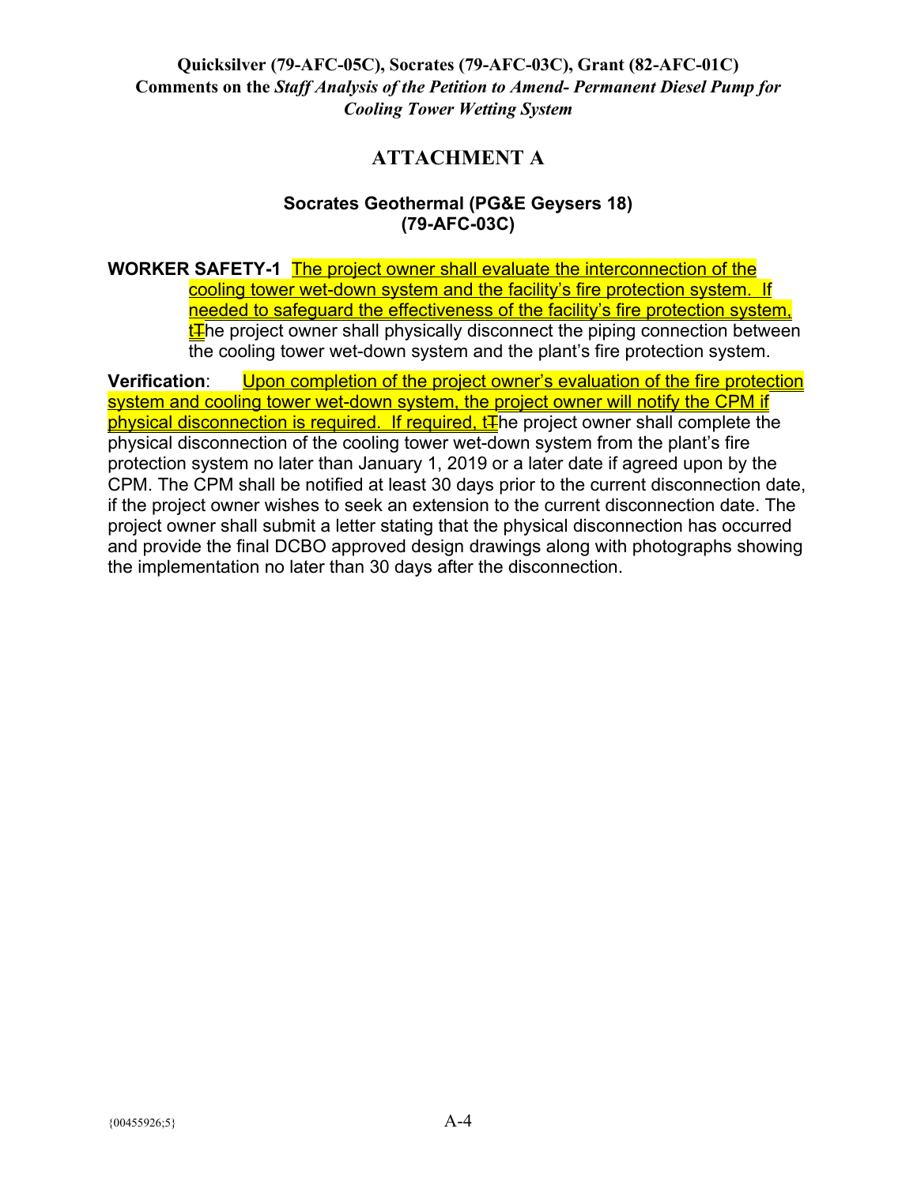**Quicksilver (79-AFC-05C), Socrates (79-AFC-03C), Grant (82-AFC-01C)**
**Comments on the *Staff Analysis of the Petition to Amend- Permanent Diesel Pump for Cooling Tower Wetting System***

# ATTACHMENT A

### Socrates Geothermal (PG&E Geysers 18)
### (79-AFC-03C)

**WORKER SAFETY-1** The project owner shall evaluate the interconnection of the cooling tower wet-down system and the facility's fire protection system. If needed to safeguard the effectiveness of the facility's fire protection system, t~~T~~he project owner shall physically disconnect the piping connection between the cooling tower wet-down system and the plant's fire protection system.

**Verification**: Upon completion of the project owner's evaluation of the fire protection system and cooling tower wet-down system, the project owner will notify the CPM if physical disconnection is required. If required, t~~T~~he project owner shall complete the physical disconnection of the cooling tower wet-down system from the plant's fire protection system no later than January 1, 2019 or a later date if agreed upon by the CPM. The CPM shall be notified at least 30 days prior to the current disconnection date, if the project owner wishes to seek an extension to the current disconnection date. The project owner shall submit a letter stating that the physical disconnection has occurred and provide the final DCBO approved design drawings along with photographs showing the implementation no later than 30 days after the disconnection.

{00455926;5}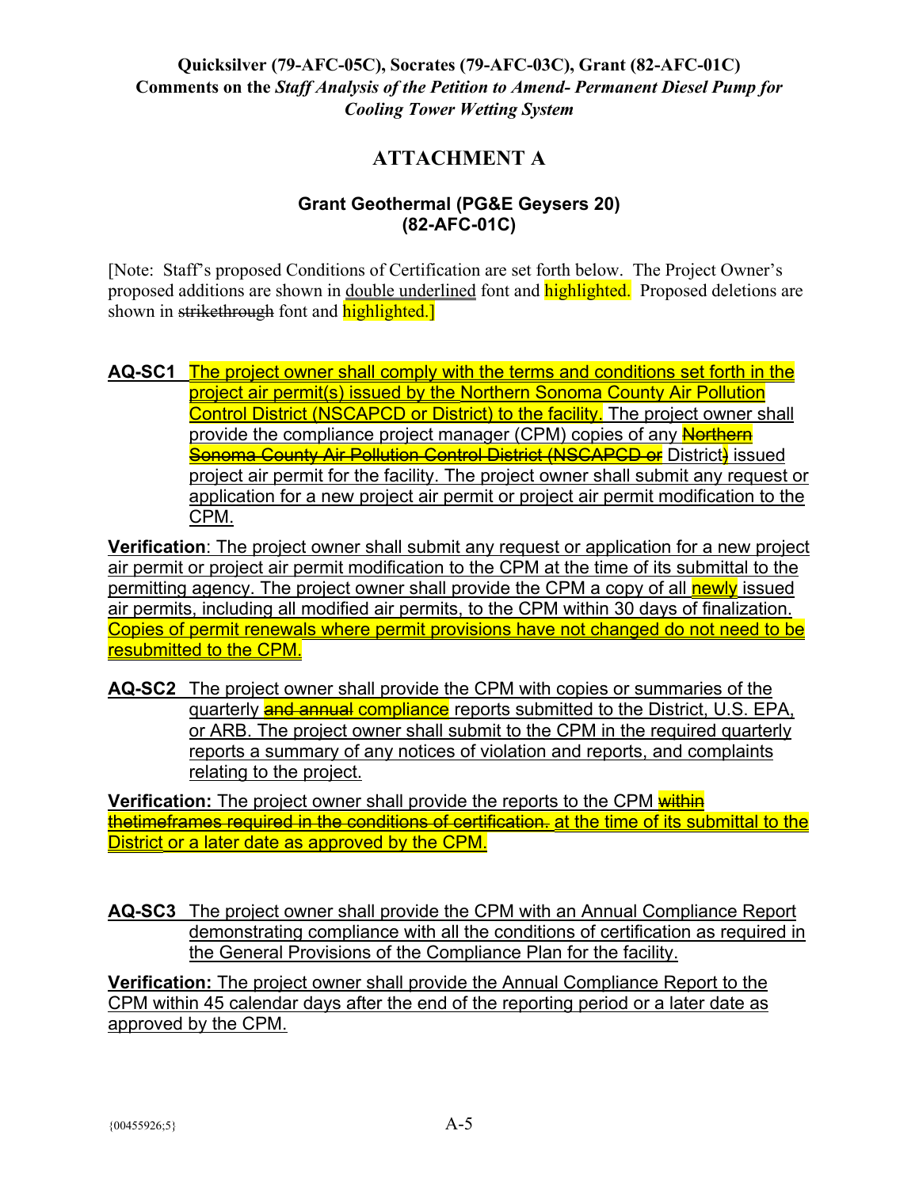**Quicksilver (79-AFC-05C), Socrates (79-AFC-03C), Grant (82-AFC-01C)**
**Comments on the *Staff Analysis of the Petition to Amend- Permanent Diesel Pump for Cooling Tower Wetting System***

## ATTACHMENT A

### Grant Geothermal (PG&E Geysers 20)
### (82-AFC-01C)

[Note: Staff's proposed Conditions of Certification are set forth below. The Project Owner's proposed additions are shown in double underlined font and highlighted. Proposed deletions are shown in ~~strikethrough~~ font and highlighted.]

**AQ-SC1** The project owner shall comply with the terms and conditions set forth in the project air permit(s) issued by the Northern Sonoma County Air Pollution Control District (NSCAPCD or District) to the facility. The project owner shall provide the compliance project manager (CPM) copies of any ~~Northern Sonoma County Air Pollution Control District (NSCAPCD or~~ District~~)~~ issued project air permit for the facility. The project owner shall submit any request or application for a new project air permit or project air permit modification to the CPM.

**Verification**: The project owner shall submit any request or application for a new project air permit or project air permit modification to the CPM at the time of its submittal to the permitting agency. The project owner shall provide the CPM a copy of all newly issued air permits, including all modified air permits, to the CPM within 30 days of finalization. Copies of permit renewals where permit provisions have not changed do not need to be resubmitted to the CPM.

**AQ-SC2** The project owner shall provide the CPM with copies or summaries of the quarterly ~~and annual~~ compliance reports submitted to the District, U.S. EPA, or ARB. The project owner shall submit to the CPM in the required quarterly reports a summary of any notices of violation and reports, and complaints relating to the project.

**Verification:** The project owner shall provide the reports to the CPM ~~within thetimeframes required in the conditions of certification.~~ at the time of its submittal to the District or a later date as approved by the CPM.

**AQ-SC3** The project owner shall provide the CPM with an Annual Compliance Report demonstrating compliance with all the conditions of certification as required in the General Provisions of the Compliance Plan for the facility.

**Verification:** The project owner shall provide the Annual Compliance Report to the CPM within 45 calendar days after the end of the reporting period or a later date as approved by the CPM.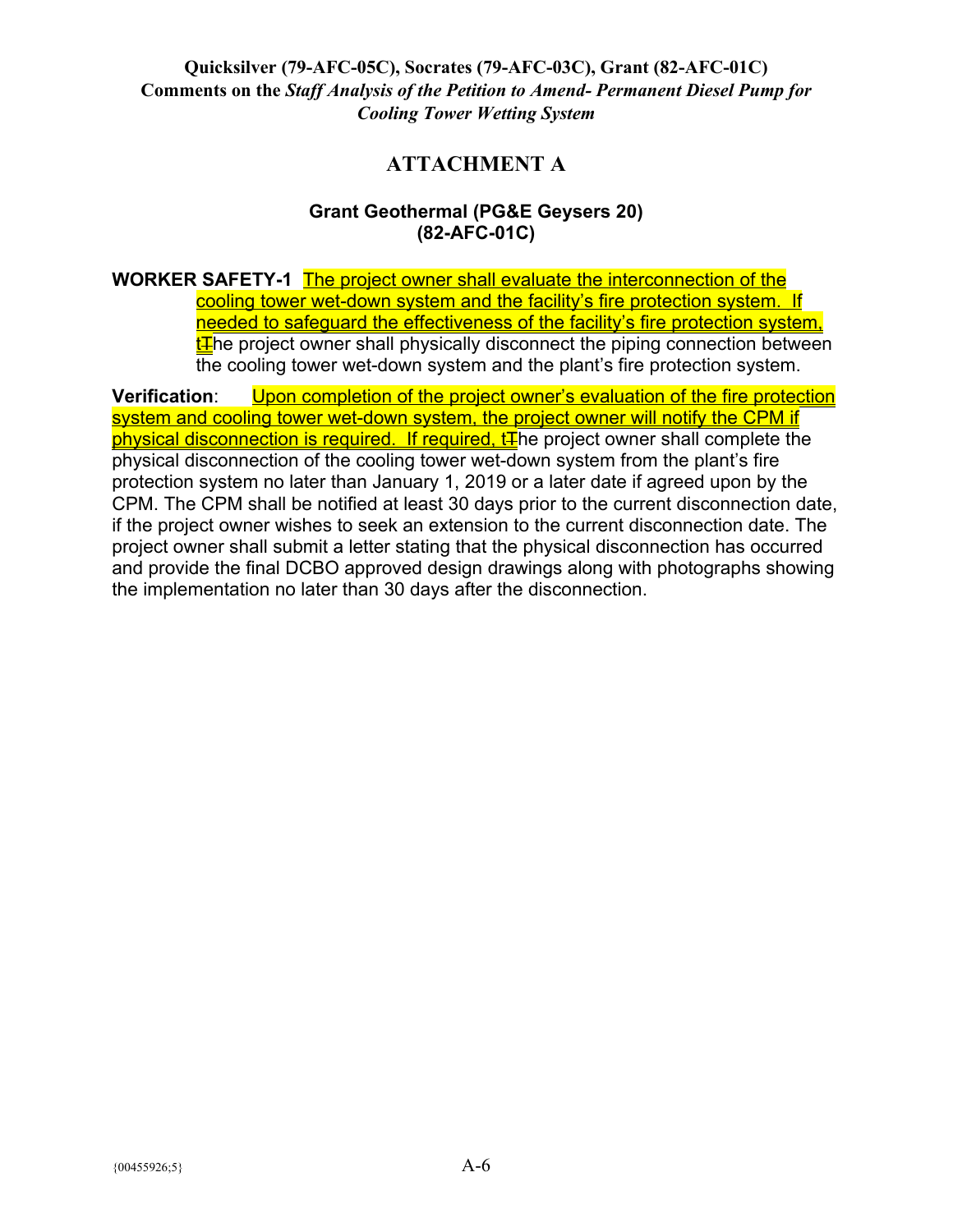**Quicksilver (79-AFC-05C), Socrates (79-AFC-03C), Grant (82-AFC-01C) Comments on the *Staff Analysis of the Petition to Amend- Permanent Diesel Pump for Cooling Tower Wetting System***

# ATTACHMENT A

## Grant Geothermal (PG&E Geysers 20) (82-AFC-01C)

**WORKER SAFETY-1** The project owner shall evaluate the interconnection of the cooling tower wet-down system and the facility's fire protection system. If needed to safeguard the effectiveness of the facility's fire protection system, tThe project owner shall physically disconnect the piping connection between the cooling tower wet-down system and the plant's fire protection system.

**Verification**: Upon completion of the project owner's evaluation of the fire protection system and cooling tower wet-down system, the project owner will notify the CPM if physical disconnection is required. If required, tThe project owner shall complete the physical disconnection of the cooling tower wet-down system from the plant's fire protection system no later than January 1, 2019 or a later date if agreed upon by the CPM. The CPM shall be notified at least 30 days prior to the current disconnection date, if the project owner wishes to seek an extension to the current disconnection date. The project owner shall submit a letter stating that the physical disconnection has occurred and provide the final DCBO approved design drawings along with photographs showing the implementation no later than 30 days after the disconnection.